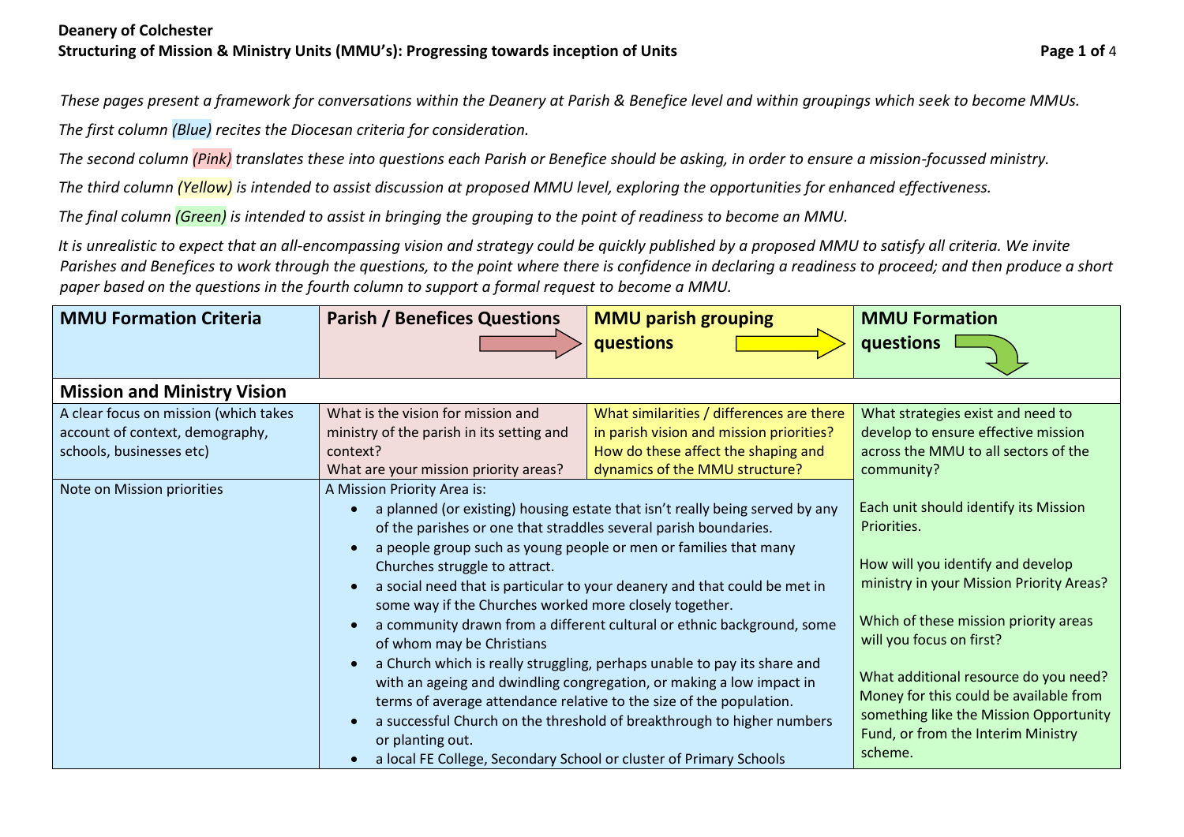**Deanery of Colchester**
**Structuring of Mission & Ministry Units (MMU's): Progressing towards inception of Units**

*These pages present a framework for conversations within the Deanery at Parish & Benefice level and within groupings which seek to become MMUs.*

*The first column (Blue) recites the Diocesan criteria for consideration.*

*The second column (Pink) translates these into questions each Parish or Benefice should be asking, in order to ensure a mission-focussed ministry.*

*The third column (Yellow) is intended to assist discussion at proposed MMU level, exploring the opportunities for enhanced effectiveness.*

*The final column (Green) is intended to assist in bringing the grouping to the point of readiness to become an MMU.*

*It is unrealistic to expect that an all-encompassing vision and strategy could be quickly published by a proposed MMU to satisfy all criteria. We invite Parishes and Benefices to work through the questions, to the point where there is confidence in declaring a readiness to proceed; and then produce a short paper based on the questions in the fourth column to support a formal request to become a MMU.*

| MMU Formation Criteria | Parish / Benefices Questions | MMU parish grouping questions | MMU Formation questions |
|---|---|---|---|
| **Mission and Ministry Vision** | | | |
| A clear focus on mission (which takes account of context, demography, schools, businesses etc) | What is the vision for mission and ministry of the parish in its setting and context?<br>What are your mission priority areas? | What similarities / differences are there in parish vision and mission priorities?<br>How do these affect the shaping and dynamics of the MMU structure? | What strategies exist and need to develop to ensure effective mission across the MMU to all sectors of the community? |
| Note on Mission priorities | A Mission Priority Area is:<br>• a planned (or existing) housing estate that isn't really being served by any of the parishes or one that straddles several parish boundaries.<br>• a people group such as young people or men or families that many Churches struggle to attract.<br>• a social need that is particular to your deanery and that could be met in some way if the Churches worked more closely together.<br>• a community drawn from a different cultural or ethnic background, some of whom may be Christians<br>• a Church which is really struggling, perhaps unable to pay its share and with an ageing and dwindling congregation, or making a low impact in terms of average attendance relative to the size of the population.<br>• a successful Church on the threshold of breakthrough to higher numbers or planting out.<br>• a local FE College, Secondary School or cluster of Primary Schools | | Each unit should identify its Mission Priorities.<br><br>How will you identify and develop ministry in your Mission Priority Areas?<br><br>Which of these mission priority areas will you focus on first?<br><br>What additional resource do you need? Money for this could be available from something like the Mission Opportunity Fund, or from the Interim Ministry scheme. |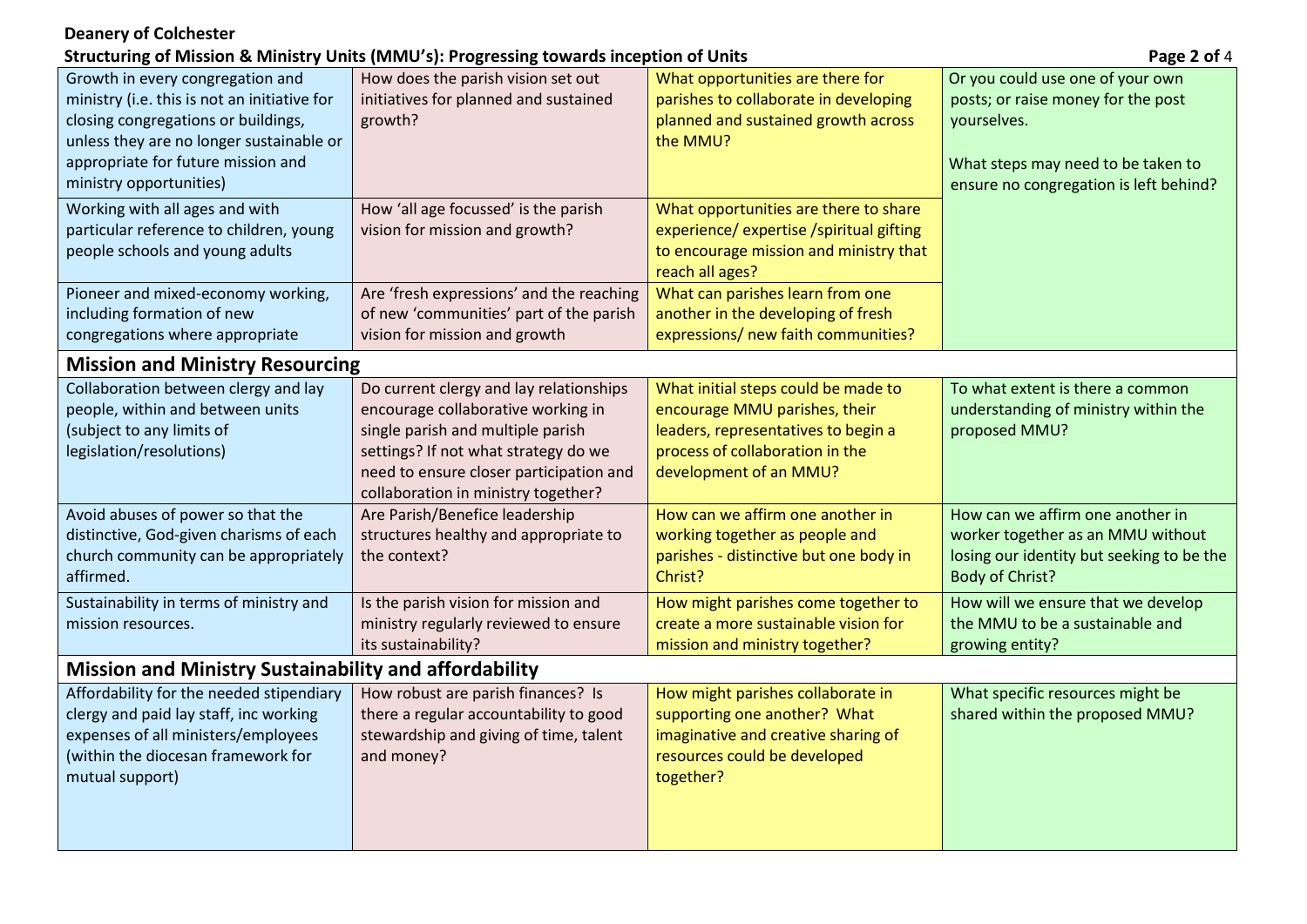| | | | |
|---|---|---|---|
| Growth in every congregation and ministry (i.e. this is not an initiative for closing congregations or buildings, unless they are no longer sustainable or appropriate for future mission and ministry opportunities) | How does the parish vision set out initiatives for planned and sustained growth? | What opportunities are there for parishes to collaborate in developing planned and sustained growth across the MMU? | Or you could use one of your own posts; or raise money for the post yourselves.<br><br>What steps may need to be taken to ensure no congregation is left behind? |
| Working with all ages and with particular reference to children, young people schools and young adults | How 'all age focussed' is the parish vision for mission and growth? | What opportunities are there to share experience/ expertise /spiritual gifting to encourage mission and ministry that reach all ages? | |
| Pioneer and mixed-economy working, including formation of new congregations where appropriate | Are 'fresh expressions' and the reaching of new 'communities' part of the parish vision for mission and growth | What can parishes learn from one another in the developing of fresh expressions/ new faith communities? | |
| **Mission and Ministry Resourcing** | | | |
| Collaboration between clergy and lay people, within and between units (subject to any limits of legislation/resolutions) | Do current clergy and lay relationships encourage collaborative working in single parish and multiple parish settings? If not what strategy do we need to ensure closer participation and collaboration in ministry together? | What initial steps could be made to encourage MMU parishes, their leaders, representatives to begin a process of collaboration in the development of an MMU? | To what extent is there a common understanding of ministry within the proposed MMU? |
| Avoid abuses of power so that the distinctive, God-given charisms of each church community can be appropriately affirmed. | Are Parish/Benefice leadership structures healthy and appropriate to the context? | How can we affirm one another in working together as people and parishes - distinctive but one body in Christ? | How can we affirm one another in worker together as an MMU without losing our identity but seeking to be the Body of Christ? |
| Sustainability in terms of ministry and mission resources. | Is the parish vision for mission and ministry regularly reviewed to ensure its sustainability? | How might parishes come together to create a more sustainable vision for mission and ministry together? | How will we ensure that we develop the MMU to be a sustainable and growing entity? |
| **Mission and Ministry Sustainability and affordability** | | | |
| Affordability for the needed stipendiary clergy and paid lay staff, inc working expenses of all ministers/employees (within the diocesan framework for mutual support) | How robust are parish finances? Is there a regular accountability to good stewardship and giving of time, talent and money? | How might parishes collaborate in supporting one another? What imaginative and creative sharing of resources could be developed together? | What specific resources might be shared within the proposed MMU? |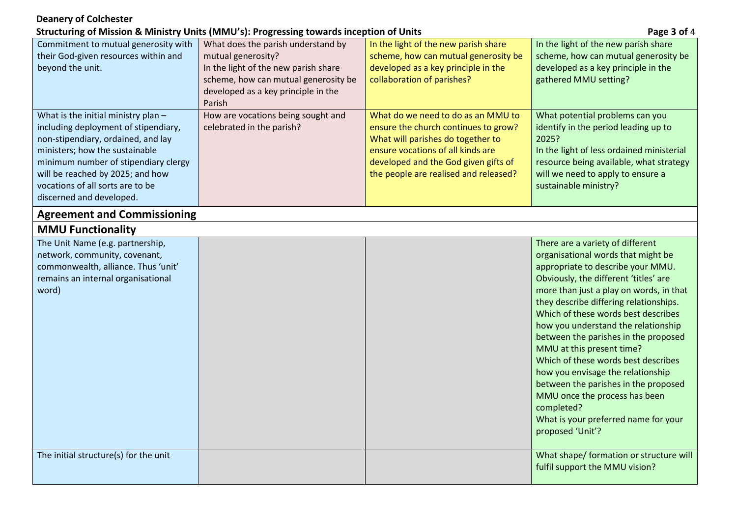| | | | |
|---|---|---|---|
| Commitment to mutual generosity with their God-given resources within and beyond the unit. | What does the parish understand by mutual generosity?<br>In the light of the new parish share scheme, how can mutual generosity be developed as a key principle in the Parish | In the light of the new parish share scheme, how can mutual generosity be developed as a key principle in the collaboration of parishes? | In the light of the new parish share scheme, how can mutual generosity be developed as a key principle in the gathered MMU setting? |
| What is the initial ministry plan – including deployment of stipendiary, non-stipendiary, ordained, and lay ministers; how the sustainable minimum number of stipendiary clergy will be reached by 2025; and how vocations of all sorts are to be discerned and developed. | How are vocations being sought and celebrated in the parish? | What do we need to do as an MMU to ensure the church continues to grow?<br>What will parishes do together to ensure vocations of all kinds are developed and the God given gifts of the people are realised and released? | What potential problems can you identify in the period leading up to 2025?<br>In the light of less ordained ministerial resource being available, what strategy will we need to apply to ensure a sustainable ministry? |
| **Agreement and Commissioning** | | | |
| **MMU Functionality** | | | |
| The Unit Name (e.g. partnership, network, community, covenant, commonwealth, alliance. Thus 'unit' remains an internal organisational word) | | | There are a variety of different organisational words that might be appropriate to describe your MMU. Obviously, the different 'titles' are more than just a play on words, in that they describe differing relationships.<br>Which of these words best describes how you understand the relationship between the parishes in the proposed MMU at this present time?<br>Which of these words best describes how you envisage the relationship between the parishes in the proposed MMU once the process has been completed?<br>What is your preferred name for your proposed 'Unit'? |
| The initial structure(s) for the unit | | | What shape/ formation or structure will fulfil support the MMU vision? |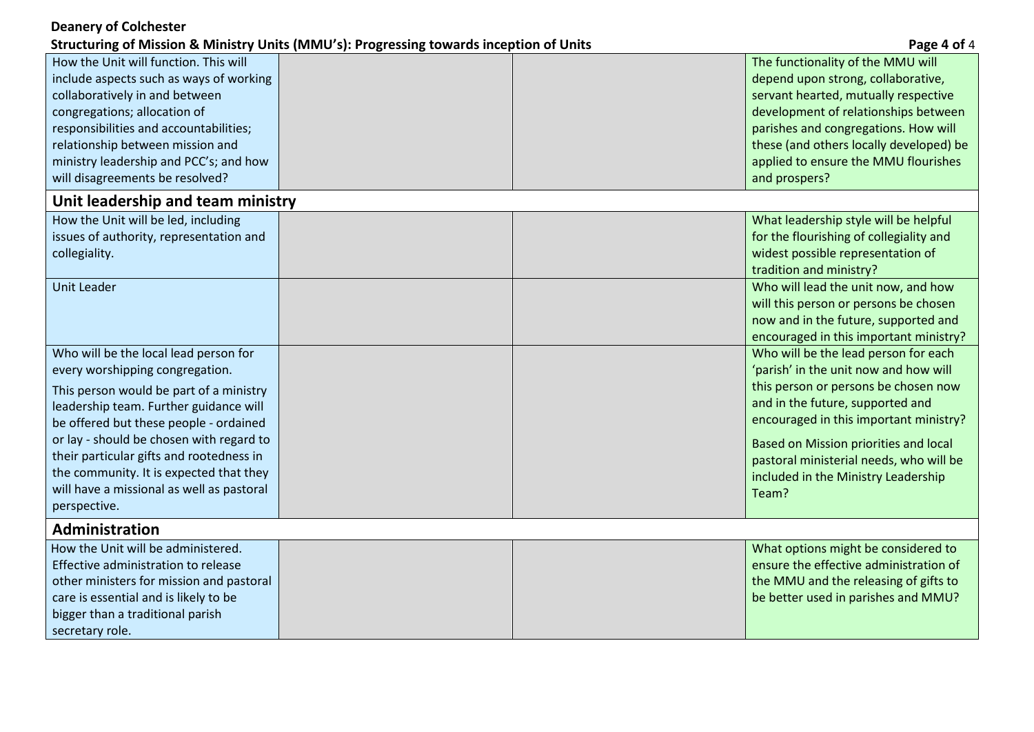| | | | |
|---|---|---|---|
| How the Unit will function. This will include aspects such as ways of working collaboratively in and between congregations; allocation of responsibilities and accountabilities; relationship between mission and ministry leadership and PCC's; and how will disagreements be resolved? | | | The functionality of the MMU will depend upon strong, collaborative, servant hearted, mutually respective development of relationships between parishes and congregations. How will these (and others locally developed) be applied to ensure the MMU flourishes and prospers? |
| **Unit leadership and team ministry** | | | |
| How the Unit will be led, including issues of authority, representation and collegiality. | | | What leadership style will be helpful for the flourishing of collegiality and widest possible representation of tradition and ministry? |
| Unit Leader | | | Who will lead the unit now, and how will this person or persons be chosen now and in the future, supported and encouraged in this important ministry? |
| Who will be the local lead person for every worshipping congregation.<br><br>This person would be part of a ministry leadership team. Further guidance will be offered but these people - ordained or lay - should be chosen with regard to their particular gifts and rootedness in the community. It is expected that they will have a missional as well as pastoral perspective. | | | Who will be the lead person for each 'parish' in the unit now and how will this person or persons be chosen now and in the future, supported and encouraged in this important ministry?<br><br>Based on Mission priorities and local pastoral ministerial needs, who will be included in the Ministry Leadership Team? |
| **Administration** | | | |
| How the Unit will be administered. Effective administration to release other ministers for mission and pastoral care is essential and is likely to be bigger than a traditional parish secretary role. | | | What options might be considered to ensure the effective administration of the MMU and the releasing of gifts to be better used in parishes and MMU? |